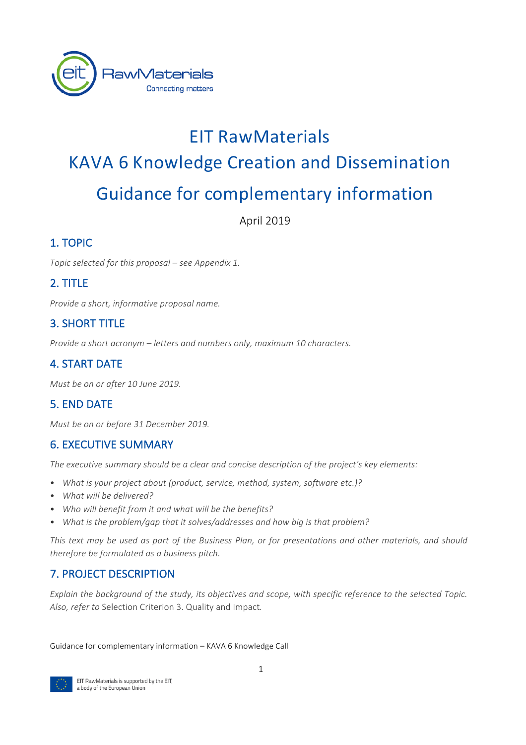# EIT RawMaterials
# KAVA 6 Knowledge Creation and Dissemination
# Guidance for complementary information

April 2019

## 1. TOPIC

*Topic selected for this proposal – see Appendix 1.*

## 2. TITLE

*Provide a short, informative proposal name.*

## 3. SHORT TITLE

*Provide a short acronym – letters and numbers only, maximum 10 characters.*

## 4. START DATE

*Must be on or after 10 June 2019.*

## 5. END DATE

*Must be on or before 31 December 2019.*

## 6. EXECUTIVE SUMMARY

*The executive summary should be a clear and concise description of the project's key elements:*

- *What is your project about (product, service, method, system, software etc.)?*
- *What will be delivered?*
- *Who will benefit from it and what will be the benefits?*
- *What is the problem/gap that it solves/addresses and how big is that problem?*

*This text may be used as part of the Business Plan, or for presentations and other materials, and should therefore be formulated as a business pitch.*

## 7. PROJECT DESCRIPTION

*Explain the background of the study, its objectives and scope, with specific reference to the selected Topic. Also, refer to* Selection Criterion 3. Quality and Impact*.*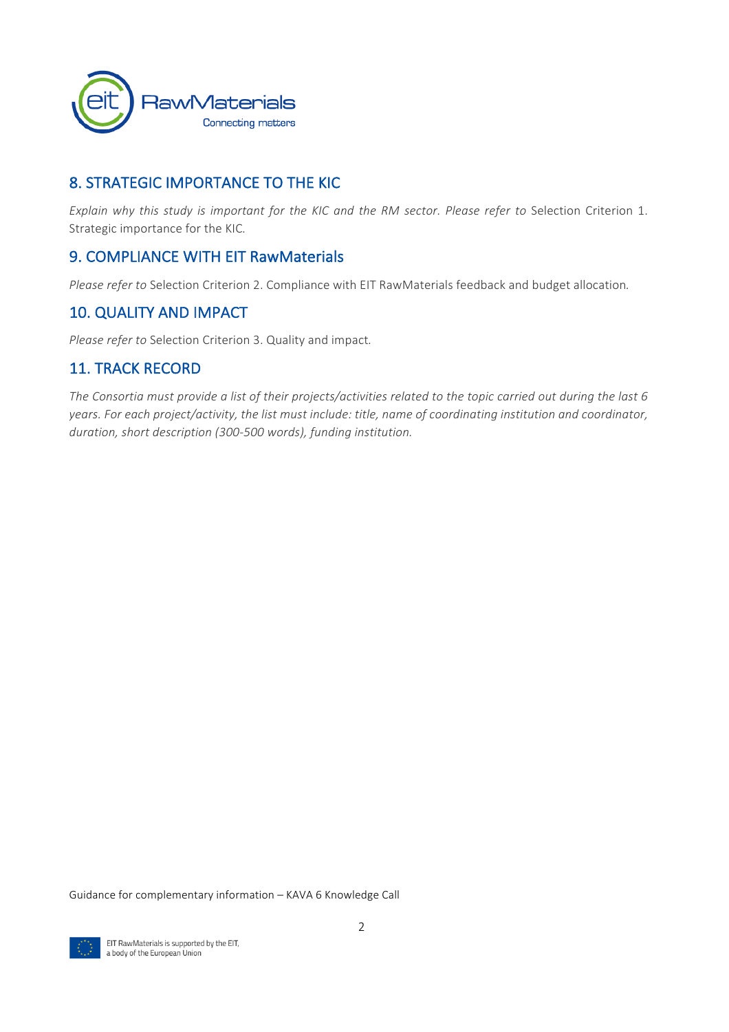## 8. STRATEGIC IMPORTANCE TO THE KIC

*Explain why this study is important for the KIC and the RM sector. Please refer to* Selection Criterion 1. Strategic importance for the KIC.

## 9. COMPLIANCE WITH EIT RawMaterials

*Please refer to* Selection Criterion 2. Compliance with EIT RawMaterials feedback and budget allocation.

## 10. QUALITY AND IMPACT

*Please refer to* Selection Criterion 3. Quality and impact.

## 11. TRACK RECORD

*The Consortia must provide a list of their projects/activities related to the topic carried out during the last 6 years. For each project/activity, the list must include: title, name of coordinating institution and coordinator, duration, short description (300-500 words), funding institution.*